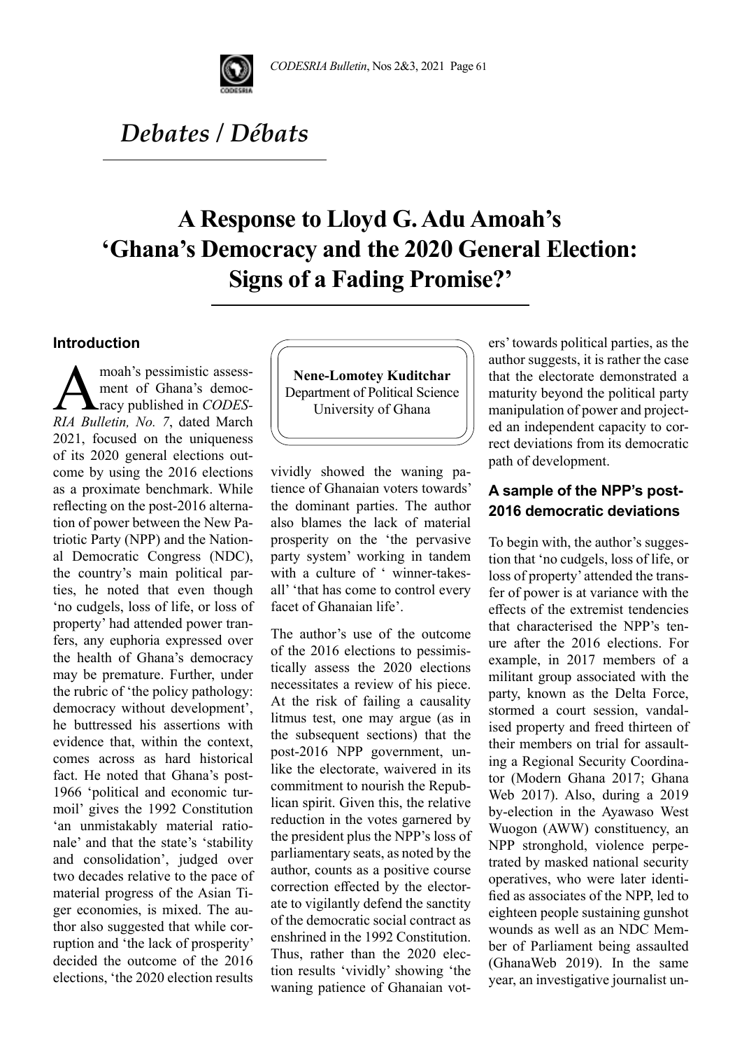# Debates / Débats

# A Response to Lloyd G. Adu Amoah's 'Ghana's Democracy and the 2020 General Election: Signs of a Fading Promise?'

**Nene-Lomotey Kuditchar**
Department of Political Science
University of Ghana

## Introduction

Amoah's pessimistic assessment of Ghana's democracy published in *CODESRIA Bulletin, No. 7*, dated March 2021, focused on the uniqueness of its 2020 general elections outcome by using the 2016 elections as a proximate benchmark. While reflecting on the post-2016 alternation of power between the New Patriotic Party (NPP) and the National Democratic Congress (NDC), the country's main political parties, he noted that even though 'no cudgels, loss of life, or loss of property' had attended power tranfers, any euphoria expressed over the health of Ghana's democracy may be premature. Further, under the rubric of 'the policy pathology: democracy without development', he buttressed his assertions with evidence that, within the context, comes across as hard historical fact. He noted that Ghana's post-1966 'political and economic turmoil' gives the 1992 Constitution 'an unmistakably material rationale' and that the state's 'stability and consolidation', judged over two decades relative to the pace of material progress of the Asian Tiger economies, is mixed. The author also suggested that while corruption and 'the lack of prosperity' decided the outcome of the 2016 elections, 'the 2020 election results vividly showed the waning patience of Ghanaian voters towards' the dominant parties. The author also blames the lack of material prosperity on the 'the pervasive party system' working in tandem with a culture of ' winner-takes-all' 'that has come to control every facet of Ghanaian life'.

The author's use of the outcome of the 2016 elections to pessimistically assess the 2020 elections necessitates a review of his piece. At the risk of failing a causality litmus test, one may argue (as in the subsequent sections) that the post-2016 NPP government, unlike the electorate, waivered in its commitment to nourish the Republican spirit. Given this, the relative reduction in the votes garnered by the president plus the NPP's loss of parliamentary seats, as noted by the author, counts as a positive course correction effected by the electorate to vigilantly defend the sanctity of the democratic social contract as enshrined in the 1992 Constitution. Thus, rather than the 2020 election results 'vividly' showing 'the waning patience of Ghanaian voters' towards political parties, as the author suggests, it is rather the case that the electorate demonstrated a maturity beyond the political party manipulation of power and projected an independent capacity to correct deviations from its democratic path of development.

## A sample of the NPP's post-2016 democratic deviations

To begin with, the author's suggestion that 'no cudgels, loss of life, or loss of property' attended the transfer of power is at variance with the effects of the extremist tendencies that characterised the NPP's tenure after the 2016 elections. For example, in 2017 members of a militant group associated with the party, known as the Delta Force, stormed a court session, vandalised property and freed thirteen of their members on trial for assaulting a Regional Security Coordinator (Modern Ghana 2017; Ghana Web 2017). Also, during a 2019 by-election in the Ayawaso West Wuogon (AWW) constituency, an NPP stronghold, violence perpetrated by masked national security operatives, who were later identified as associates of the NPP, led to eighteen people sustaining gunshot wounds as well as an NDC Member of Parliament being assaulted (GhanaWeb 2019). In the same year, an investigative journalist un-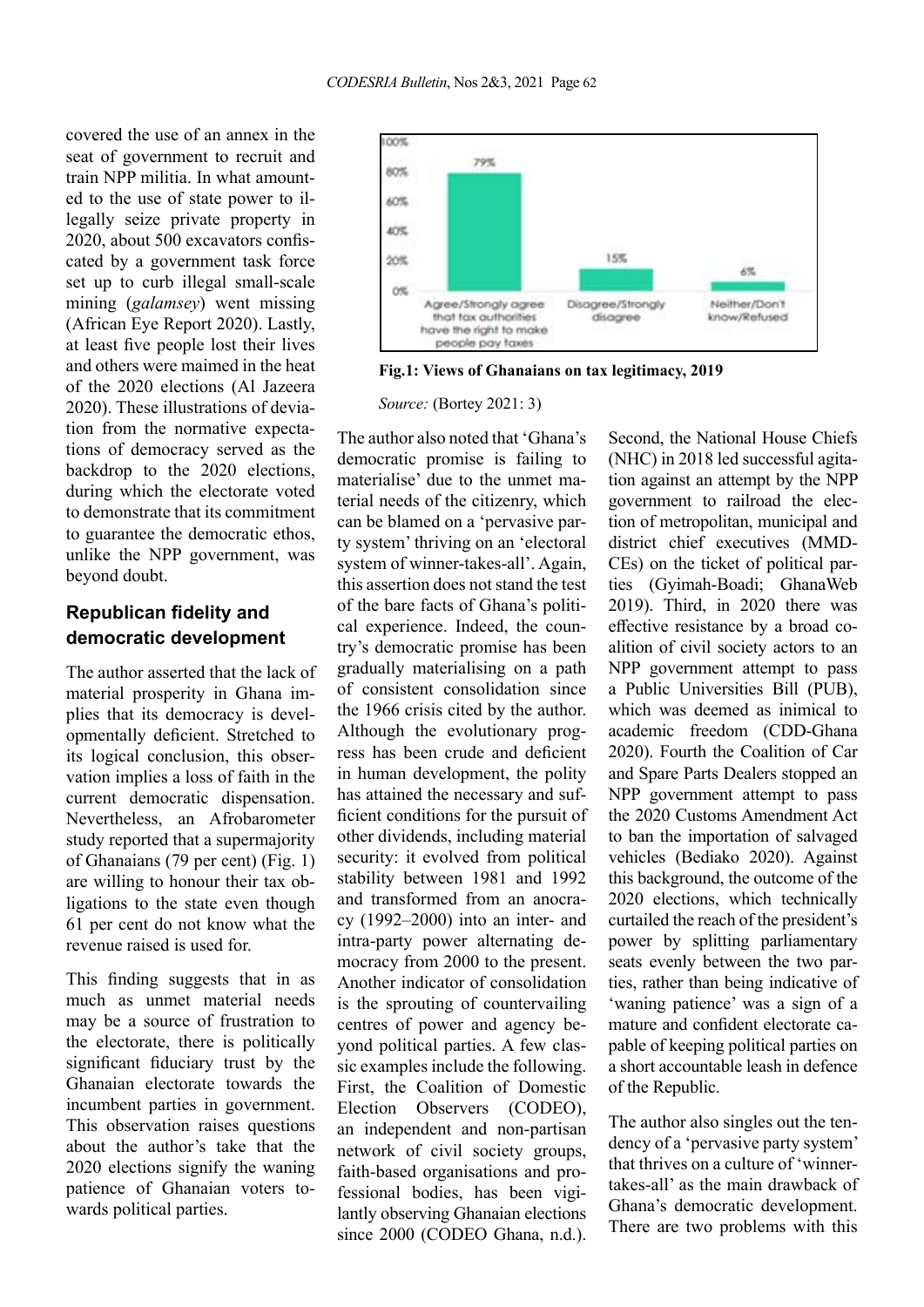covered the use of an annex in the seat of government to recruit and train NPP militia. In what amounted to the use of state power to illegally seize private property in 2020, about 500 excavators confiscated by a government task force set up to curb illegal small-scale mining (*galamsey*) went missing (African Eye Report 2020). Lastly, at least five people lost their lives and others were maimed in the heat of the 2020 elections (Al Jazeera 2020). These illustrations of deviation from the normative expectations of democracy served as the backdrop to the 2020 elections, during which the electorate voted to demonstrate that its commitment to guarantee the democratic ethos, unlike the NPP government, was beyond doubt.

## Republican fidelity and democratic development

The author asserted that the lack of material prosperity in Ghana implies that its democracy is developmentally deficient. Stretched to its logical conclusion, this observation implies a loss of faith in the current democratic dispensation. Nevertheless, an Afrobarometer study reported that a supermajority of Ghanaians (79 per cent) (Fig. 1) are willing to honour their tax obligations to the state even though 61 per cent do not know what the revenue raised is used for.

This finding suggests that in as much as unmet material needs may be a source of frustration to the electorate, there is politically significant fiduciary trust by the Ghanaian electorate towards the incumbent parties in government. This observation raises questions about the author's take that the 2020 elections signify the waning patience of Ghanaian voters towards political parties.

| Response | Percentage |
|---|---|
| Agree/Strongly agree that tax authorities have the right to make people pay taxes | 79% |
| Disagree/Strongly disagree | 15% |
| Neither/Don't know/Refused | 6% |

**Fig.1: Views of Ghanaians on tax legitimacy, 2019**

*Source:* (Bortey 2021: 3)

The author also noted that 'Ghana's democratic promise is failing to materialise' due to the unmet material needs of the citizenry, which can be blamed on a 'pervasive party system' thriving on an 'electoral system of winner-takes-all'. Again, this assertion does not stand the test of the bare facts of Ghana's political experience. Indeed, the country's democratic promise has been gradually materialising on a path of consistent consolidation since the 1966 crisis cited by the author. Although the evolutionary progress has been crude and deficient in human development, the polity has attained the necessary and sufficient conditions for the pursuit of other dividends, including material security: it evolved from political stability between 1981 and 1992 and transformed from an anocracy (1992–2000) into an inter- and intra-party power alternating democracy from 2000 to the present. Another indicator of consolidation is the sprouting of countervailing centres of power and agency beyond political parties. A few classic examples include the following. First, the Coalition of Domestic Election Observers (CODEO), an independent and non-partisan network of civil society groups, faith-based organisations and professional bodies, has been vigilantly observing Ghanaian elections since 2000 (CODEO Ghana, n.d.). Second, the National House Chiefs (NHC) in 2018 led successful agitation against an attempt by the NPP government to railroad the election of metropolitan, municipal and district chief executives (MMDCEs) on the ticket of political parties (Gyimah-Boadi; GhanaWeb 2019). Third, in 2020 there was effective resistance by a broad coalition of civil society actors to an NPP government attempt to pass a Public Universities Bill (PUB), which was deemed as inimical to academic freedom (CDD-Ghana 2020). Fourth the Coalition of Car and Spare Parts Dealers stopped an NPP government attempt to pass the 2020 Customs Amendment Act to ban the importation of salvaged vehicles (Bediako 2020). Against this background, the outcome of the 2020 elections, which technically curtailed the reach of the president's power by splitting parliamentary seats evenly between the two parties, rather than being indicative of 'waning patience' was a sign of a mature and confident electorate capable of keeping political parties on a short accountable leash in defence of the Republic.

The author also singles out the tendency of a 'pervasive party system' that thrives on a culture of 'winner-takes-all' as the main drawback of Ghana's democratic development. There are two problems with this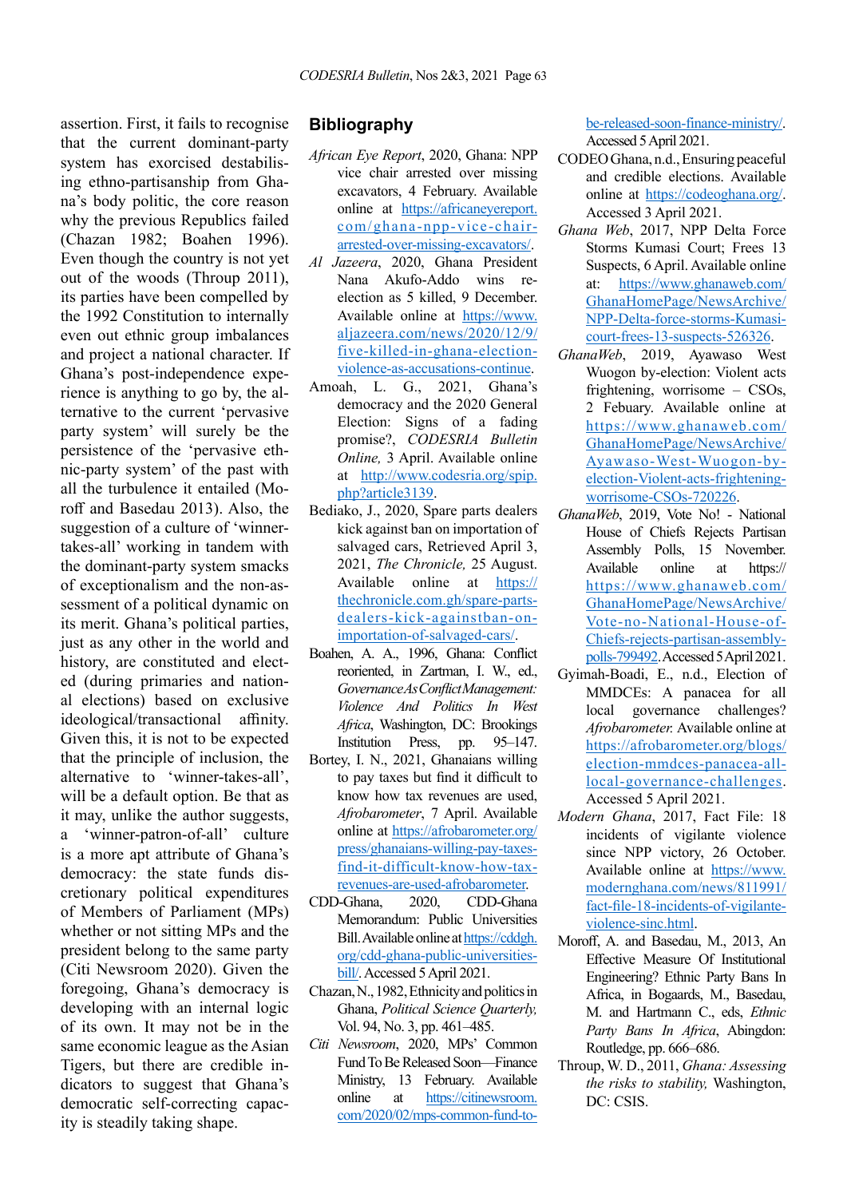assertion. First, it fails to recognise that the current dominant-party system has exorcised destabilising ethno-partisanship from Ghana's body politic, the core reason why the previous Republics failed (Chazan 1982; Boahen 1996). Even though the country is not yet out of the woods (Throup 2011), its parties have been compelled by the 1992 Constitution to internally even out ethnic group imbalances and project a national character. If Ghana's post-independence experience is anything to go by, the alternative to the current 'pervasive party system' will surely be the persistence of the 'pervasive ethnic-party system' of the past with all the turbulence it entailed (Moroff and Basedau 2013). Also, the suggestion of a culture of 'winner-takes-all' working in tandem with the dominant-party system smacks of exceptionalism and the non-assessment of a political dynamic on its merit. Ghana's political parties, just as any other in the world and history, are constituted and elected (during primaries and national elections) based on exclusive ideological/transactional affinity. Given this, it is not to be expected that the principle of inclusion, the alternative to 'winner-takes-all', will be a default option. Be that as it may, unlike the author suggests, a 'winner-patron-of-all' culture is a more apt attribute of Ghana's democracy: the state funds discretionary political expenditures of Members of Parliament (MPs) whether or not sitting MPs and the president belong to the same party (Citi Newsroom 2020). Given the foregoing, Ghana's democracy is developing with an internal logic of its own. It may not be in the same economic league as the Asian Tigers, but there are credible indicators to suggest that Ghana's democratic self-correcting capacity is steadily taking shape.

## Bibliography

*African Eye Report*, 2020, Ghana: NPP vice chair arrested over missing excavators, 4 February. Available online at https://africaneyereport.com/ghana-npp-vice-chair-arrested-over-missing-excavators/.

*Al Jazeera*, 2020, Ghana President Nana Akufo-Addo wins re-election as 5 killed, 9 December. Available online at https://www.aljazeera.com/news/2020/12/9/five-killed-in-ghana-election-violence-as-accusations-continue.

Amoah, L. G., 2021, Ghana's democracy and the 2020 General Election: Signs of a fading promise?, *CODESRIA Bulletin Online,* 3 April. Available online at http://www.codesria.org/spip.php?article3139.

Bediako, J., 2020, Spare parts dealers kick against ban on importation of salvaged cars, Retrieved April 3, 2021, *The Chronicle,* 25 August. Available online at https://thechronicle.com.gh/spare-parts-dealers-kick-againstban-on-importation-of-salvaged-cars/.

Boahen, A. A., 1996, Ghana: Conflict reoriented, in Zartman, I. W., ed., *Governance As Conflict Management: Violence And Politics In West Africa*, Washington, DC: Brookings Institution Press, pp. 95–147.

Bortey, I. N., 2021, Ghanaians willing to pay taxes but find it difficult to know how tax revenues are used, *Afrobarometer*, 7 April. Available online at https://afrobarometer.org/press/ghanaians-willing-pay-taxes-find-it-difficult-know-how-tax-revenues-are-used-afrobarometer.

CDD-Ghana, 2020, CDD-Ghana Memorandum: Public Universities Bill. Available online at https://cddgh.org/cdd-ghana-public-universities-bill/. Accessed 5 April 2021.

Chazan, N., 1982, Ethnicity and politics in Ghana, *Political Science Quarterly,* Vol. 94, No. 3, pp. 461–485.

*Citi Newsroom*, 2020, MPs' Common Fund To Be Released Soon—Finance Ministry, 13 February. Available online at https://citinewsroom.com/2020/02/mps-common-fund-to-be-released-soon-finance-ministry/. Accessed 5 April 2021.

CODEO Ghana, n.d., Ensuring peaceful and credible elections. Available online at https://codeoghana.org/. Accessed 3 April 2021.

*Ghana Web*, 2017, NPP Delta Force Storms Kumasi Court; Frees 13 Suspects, 6 April. Available online at: https://www.ghanaweb.com/GhanaHomePage/NewsArchive/NPP-Delta-force-storms-Kumasi-court-frees-13-suspects-526326.

*GhanaWeb*, 2019, Ayawaso West Wuogon by-election: Violent acts frightening, worrisome – CSOs, 2 Febuary. Available online at https://www.ghanaweb.com/GhanaHomePage/NewsArchive/Ayawaso-West-Wuogon-by-election-Violent-acts-frightening-worrisome-CSOs-720226.

*GhanaWeb*, 2019, Vote No! - National House of Chiefs Rejects Partisan Assembly Polls, 15 November. Available online at https://www.ghanaweb.com/GhanaHomePage/NewsArchive/Vote-no-National-House-of-Chiefs-rejects-partisan-assembly-polls-799492. Accessed 5 April 2021.

Gyimah-Boadi, E., n.d., Election of MMDCEs: A panacea for all local governance challenges? *Afrobarometer.* Available online at https://afrobarometer.org/blogs/election-mmdces-panacea-all-local-governance-challenges. Accessed 5 April 2021.

*Modern Ghana*, 2017, Fact File: 18 incidents of vigilante violence since NPP victory, 26 October. Available online at https://www.modernghana.com/news/811991/fact-file-18-incidents-of-vigilante-violence-sinc.html.

Moroff, A. and Basedau, M., 2013, An Effective Measure Of Institutional Engineering? Ethnic Party Bans In Africa, in Bogaards, M., Basedau, M. and Hartmann C., eds, *Ethnic Party Bans In Africa*, Abingdon: Routledge, pp. 666–686.

Throup, W. D., 2011, *Ghana: Assessing the risks to stability,* Washington, DC: CSIS.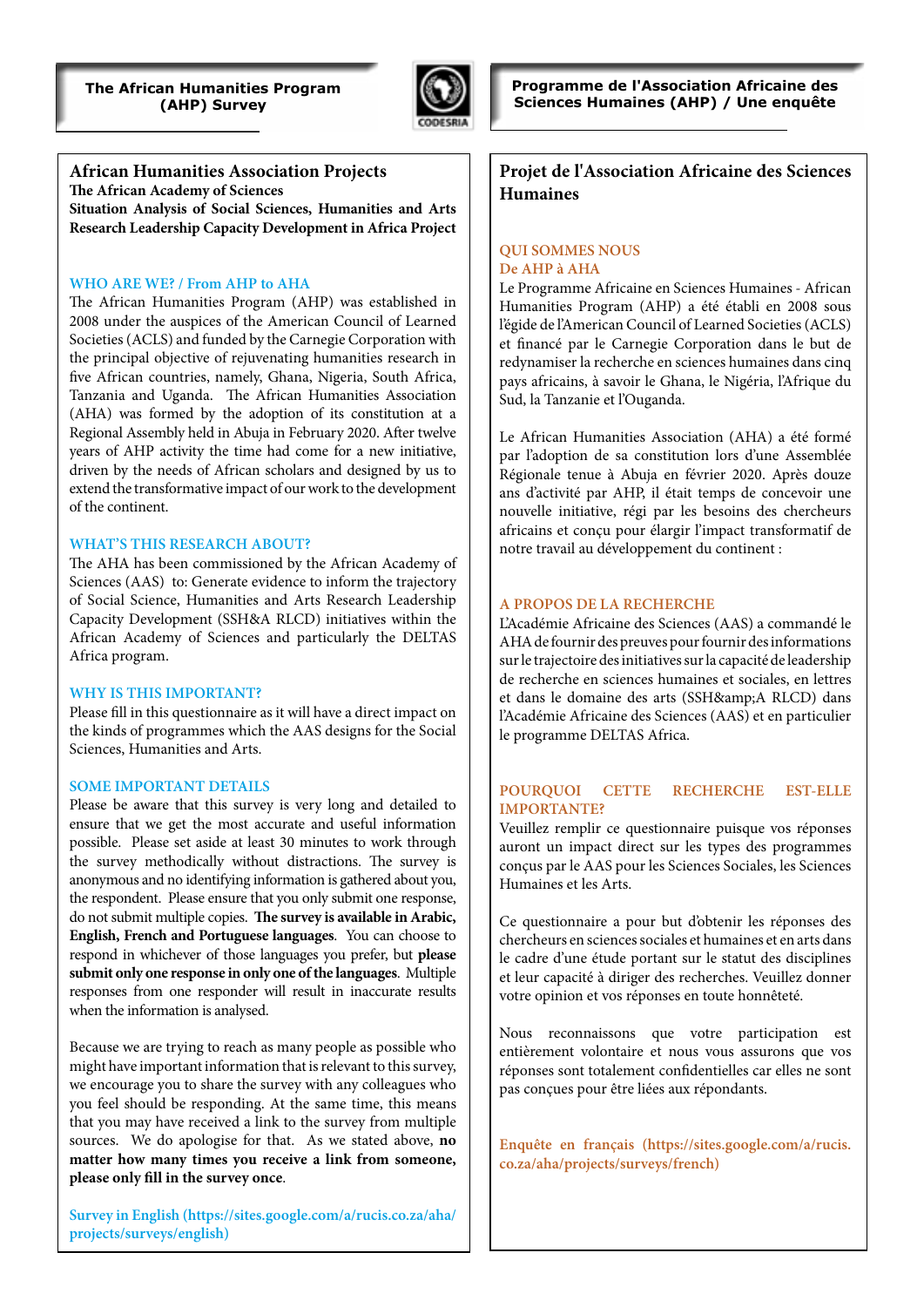**The African Humanities Program (AHP) Survey**

**Programme de l'Association Africaine des Sciences Humaines (AHP) / Une enquête**

## African Humanities Association Projects

**The African Academy of Sciences**
**Situation Analysis of Social Sciences, Humanities and Arts Research Leadership Capacity Development in Africa Project**

### WHO ARE WE? / From AHP to AHA

The African Humanities Program (AHP) was established in 2008 under the auspices of the American Council of Learned Societies (ACLS) and funded by the Carnegie Corporation with the principal objective of rejuvenating humanities research in five African countries, namely, Ghana, Nigeria, South Africa, Tanzania and Uganda. The African Humanities Association (AHA) was formed by the adoption of its constitution at a Regional Assembly held in Abuja in February 2020. After twelve years of AHP activity the time had come for a new initiative, driven by the needs of African scholars and designed by us to extend the transformative impact of our work to the development of the continent.

### WHAT'S THIS RESEARCH ABOUT?

The AHA has been commissioned by the African Academy of Sciences (AAS) to: Generate evidence to inform the trajectory of Social Science, Humanities and Arts Research Leadership Capacity Development (SSH&A RLCD) initiatives within the African Academy of Sciences and particularly the DELTAS Africa program.

### WHY IS THIS IMPORTANT?

Please fill in this questionnaire as it will have a direct impact on the kinds of programmes which the AAS designs for the Social Sciences, Humanities and Arts.

### SOME IMPORTANT DETAILS

Please be aware that this survey is very long and detailed to ensure that we get the most accurate and useful information possible. Please set aside at least 30 minutes to work through the survey methodically without distractions. The survey is anonymous and no identifying information is gathered about you, the respondent. Please ensure that you only submit one response, do not submit multiple copies. **The survey is available in Arabic, English, French and Portuguese languages**. You can choose to respond in whichever of those languages you prefer, but **please submit only one response in only one of the languages**. Multiple responses from one responder will result in inaccurate results when the information is analysed.

Because we are trying to reach as many people as possible who might have important information that is relevant to this survey, we encourage you to share the survey with any colleagues who you feel should be responding. At the same time, this means that you may have received a link to the survey from multiple sources. We do apologise for that. As we stated above, **no matter how many times you receive a link from someone, please only fill in the survey once**.

**Survey in English (https://sites.google.com/a/rucis.co.za/aha/projects/surveys/english)**

## Projet de l'Association Africaine des Sciences Humaines

### QUI SOMMES NOUS
### De AHP à AHA

Le Programme Africaine en Sciences Humaines - African Humanities Program (AHP) a été établi en 2008 sous l'égide de l'American Council of Learned Societies (ACLS) et financé par le Carnegie Corporation dans le but de redynamiser la recherche en sciences humaines dans cinq pays africains, à savoir le Ghana, le Nigéria, l'Afrique du Sud, la Tanzanie et l'Ouganda.

Le African Humanities Association (AHA) a été formé par l'adoption de sa constitution lors d'une Assemblée Régionale tenue à Abuja en février 2020. Après douze ans d'activité par AHP, il était temps de concevoir une nouvelle initiative, régi par les besoins des chercheurs africains et conçu pour élargir l'impact transformatif de notre travail au développement du continent :

### A PROPOS DE LA RECHERCHE

L'Académie Africaine des Sciences (AAS) a commandé le AHA de fournir des preuves pour fournir des informations sur le trajectoire des initiatives sur la capacité de leadership de recherche en sciences humaines et sociales, en lettres et dans le domaine des arts (SSH&amp;A RLCD) dans l'Académie Africaine des Sciences (AAS) et en particulier le programme DELTAS Africa.

### POURQUOI CETTE RECHERCHE EST-ELLE IMPORTANTE?

Veuillez remplir ce questionnaire puisque vos réponses auront un impact direct sur les types des programmes conçus par le AAS pour les Sciences Sociales, les Sciences Humaines et les Arts.

Ce questionnaire a pour but d'obtenir les réponses des chercheurs en sciences sociales et humaines et en arts dans le cadre d'une étude portant sur le statut des disciplines et leur capacité à diriger des recherches. Veuillez donner votre opinion et vos réponses en toute honnêteté.

Nous reconnaissons que votre participation est entièrement volontaire et nous vous assurons que vos réponses sont totalement confidentielles car elles ne sont pas conçues pour être liées aux répondants.

**Enquête en français (https://sites.google.com/a/rucis.co.za/aha/projects/surveys/french)**